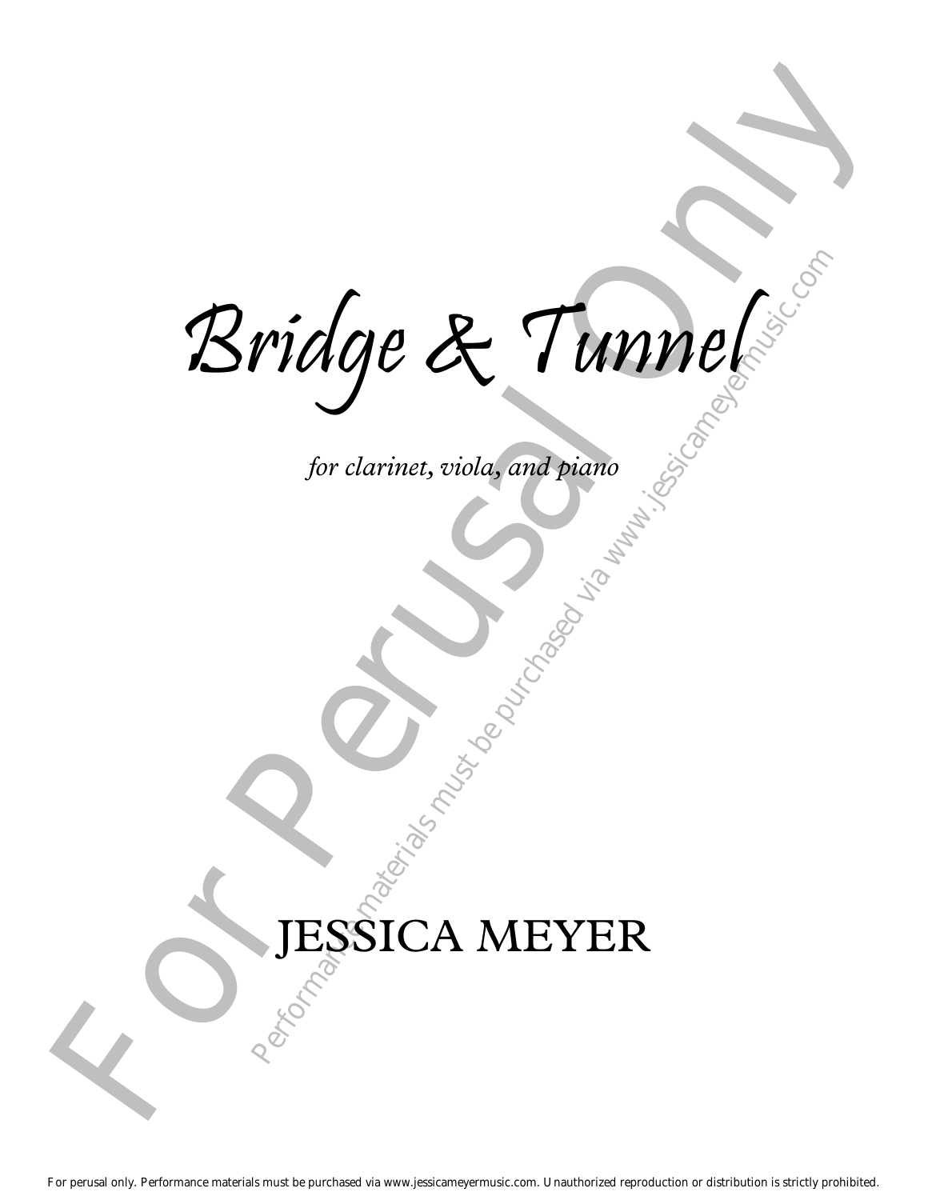# *Bridge & Tunnel*

*for clarinet, viola, and piano*

JESSICA MEYER

For perusal only. Performance materials must be purchased via www.jessicameyermusic.com. Unauthorized reproduction or distribution is strictly prohibited.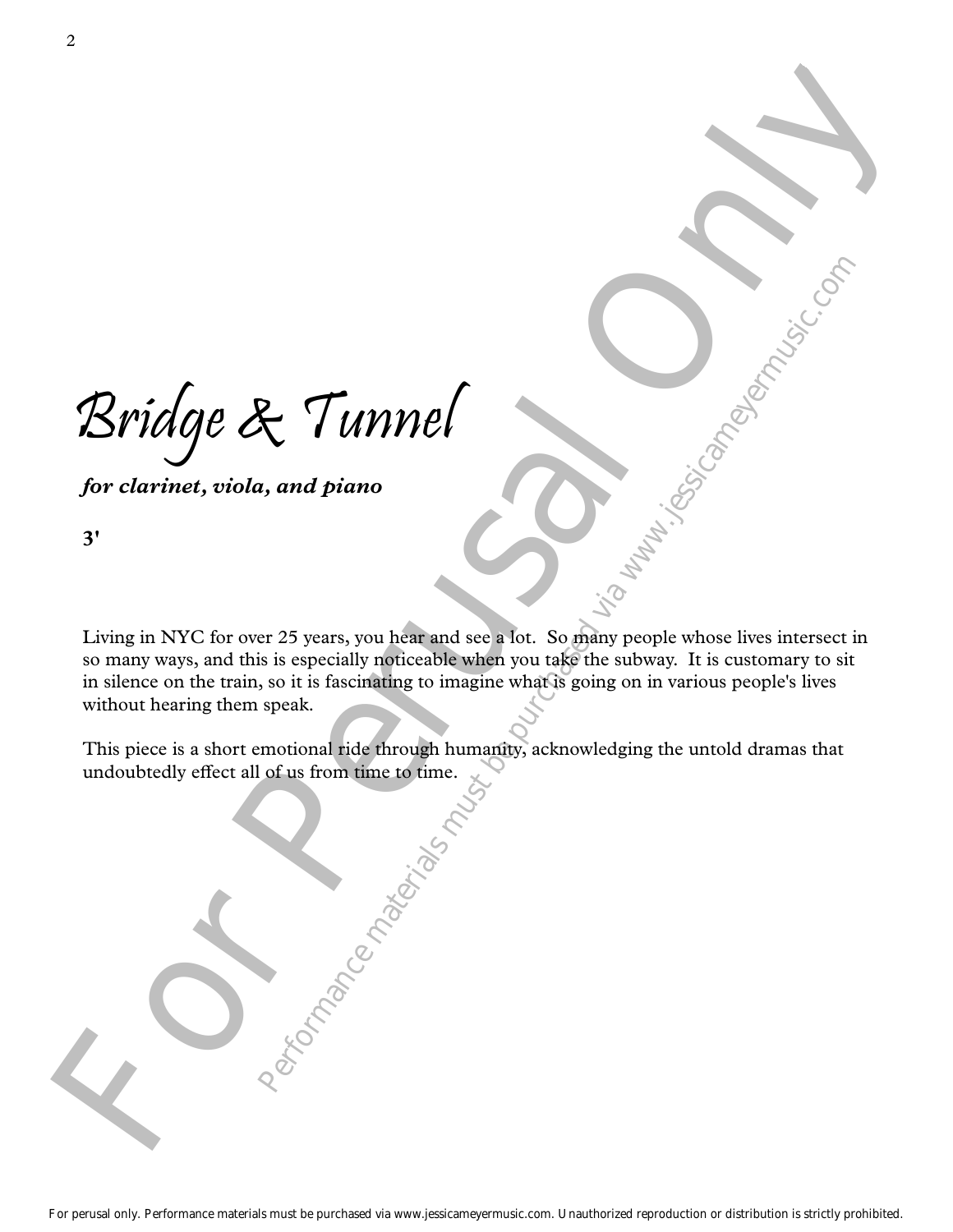# Bridge & Tunnel

***for clarinet, viola, and piano***

**3'**

Living in NYC for over 25 years, you hear and see a lot. So many people whose lives intersect in so many ways, and this is especially noticeable when you take the subway. It is customary to sit in silence on the train, so it is fascinating to imagine what is going on in various people's lives without hearing them speak.

This piece is a short emotional ride through humanity, acknowledging the untold dramas that undoubtedly effect all of us from time to time.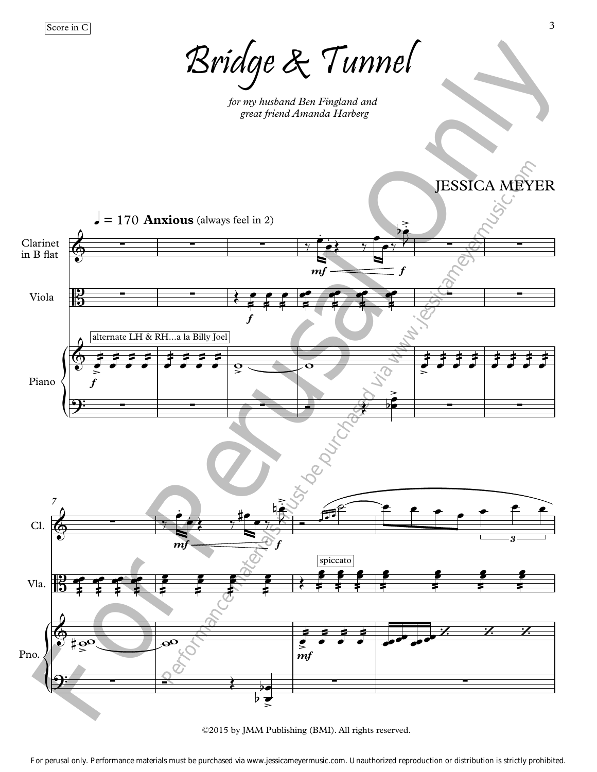Score in C

# Bridge & Tunnel

*for my husband Ben Fingland and great friend Amanda Harberg*

JESSICA MEYER

♩ = 170 **Anxious** (always feel in 2)

Clarinet in B flat

Viola

Piano

alternate LH & RH...a la Billy Joel

*mf* *f*

spiccato

©2015 by JMM Publishing (BMI). All rights reserved.

For perusal only. Performance materials must be purchased via www.jessicameyermusic.com. Unauthorized reproduction or distribution is strictly prohibited.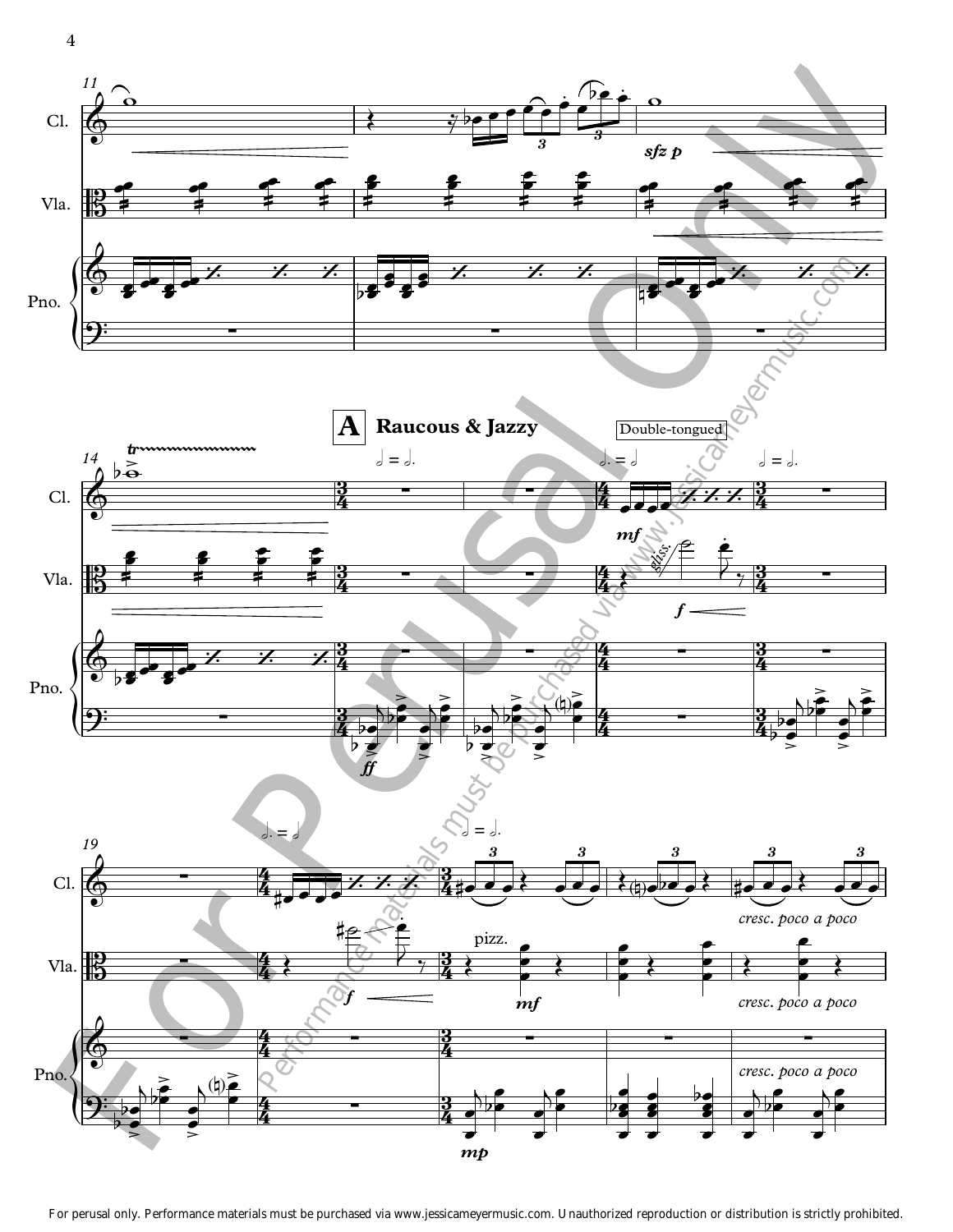**A** **Raucous & Jazzy**

For perusal only. Performance materials must be purchased via www.jessicameyermusic.com. Unauthorized reproduction or distribution is strictly prohibited.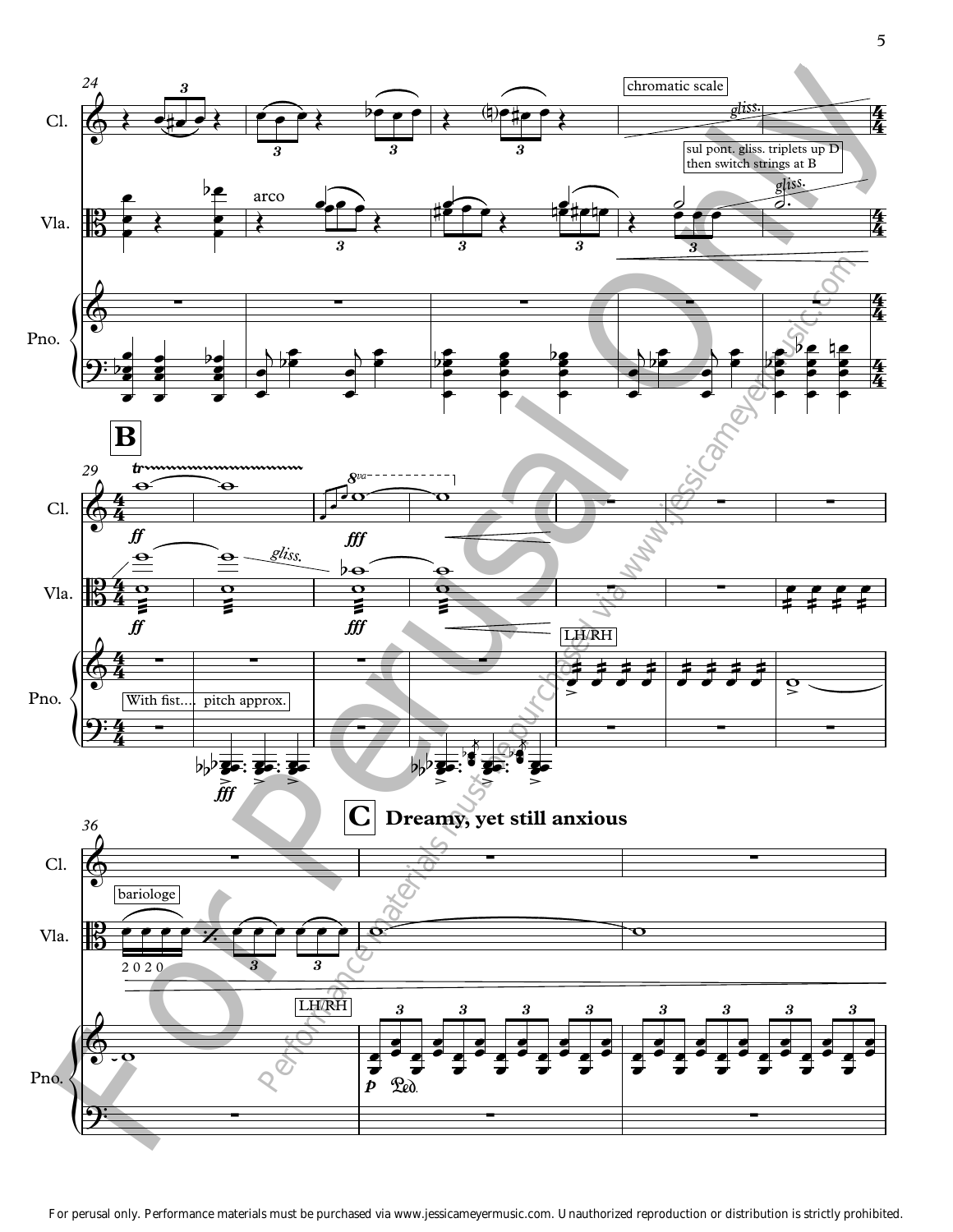chromatic scale

sul pont. gliss. triplets up D then switch strings at B

arco

**B**

With fist.... pitch approx.

LH/RH

**C** **Dreamy, yet still anxious**

bariologe

LH/RH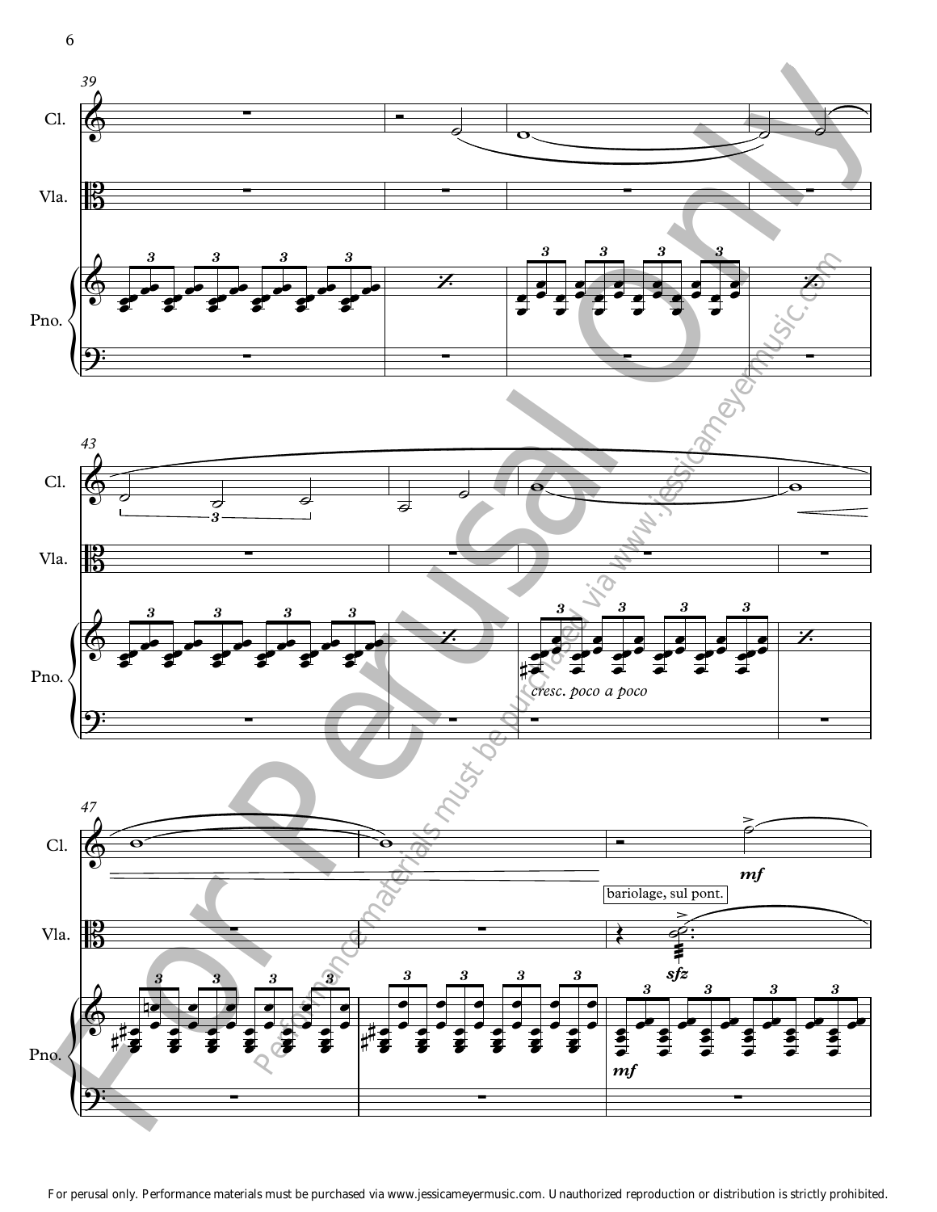39

Cl.

Vla.

Pno.

43

Cl.

Vla.

Pno.

*cresc. poco a poco*

47

Cl.

*mf*

bariolage, sul pont.

Vla.

*sfz*

Pno.

*mf*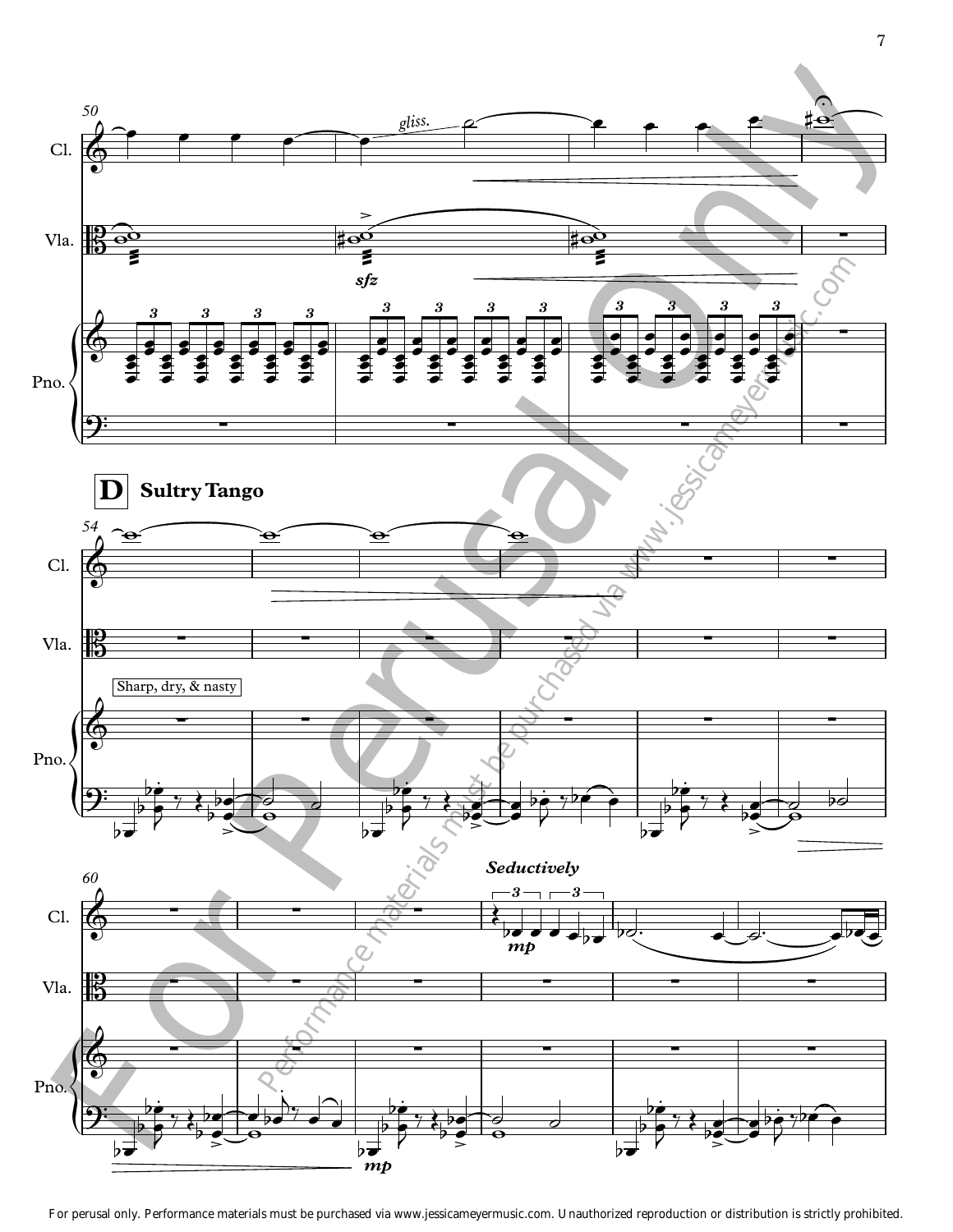50

Cl.

gliss.

Vla.

*sfz*

Pno.

## D Sultry Tango

54

Cl.

Vla.

Sharp, dry, & nasty

Pno.

60

***Seductively***

Cl.

*mp*

Vla.

Pno.

*mp*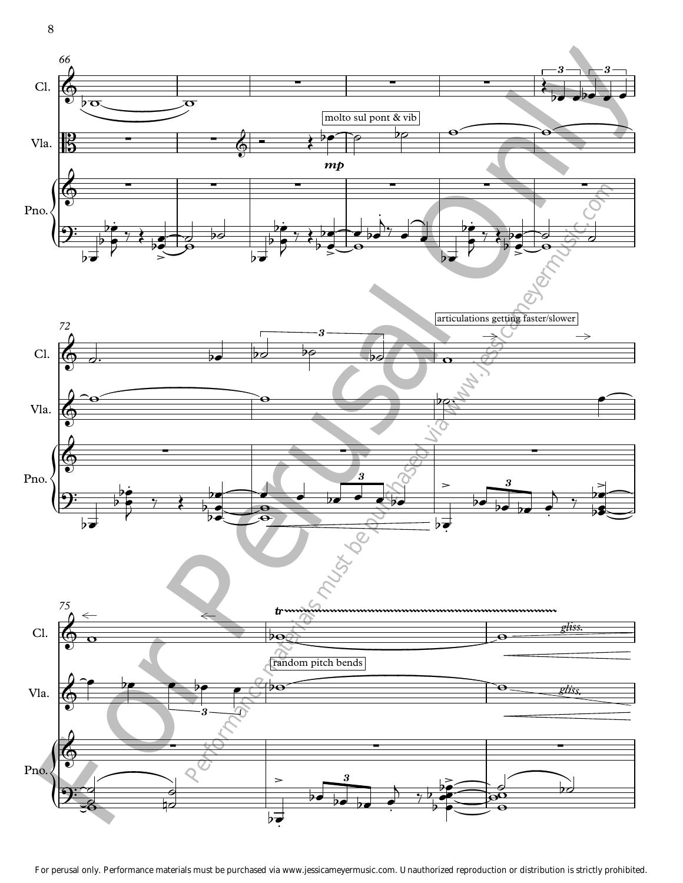66

Cl.

Vla.

molto sul pont & vib

*mp*

Pno.

72

articulations getting faster/slower

Cl.

Vla.

Pno.

75

Cl.

*gliss.*

random pitch bends

Vla.

*gliss.*

Pno.

For perusal only. Performance materials must be purchased via www.jessicameyermusic.com. Unauthorized reproduction or distribution is strictly prohibited.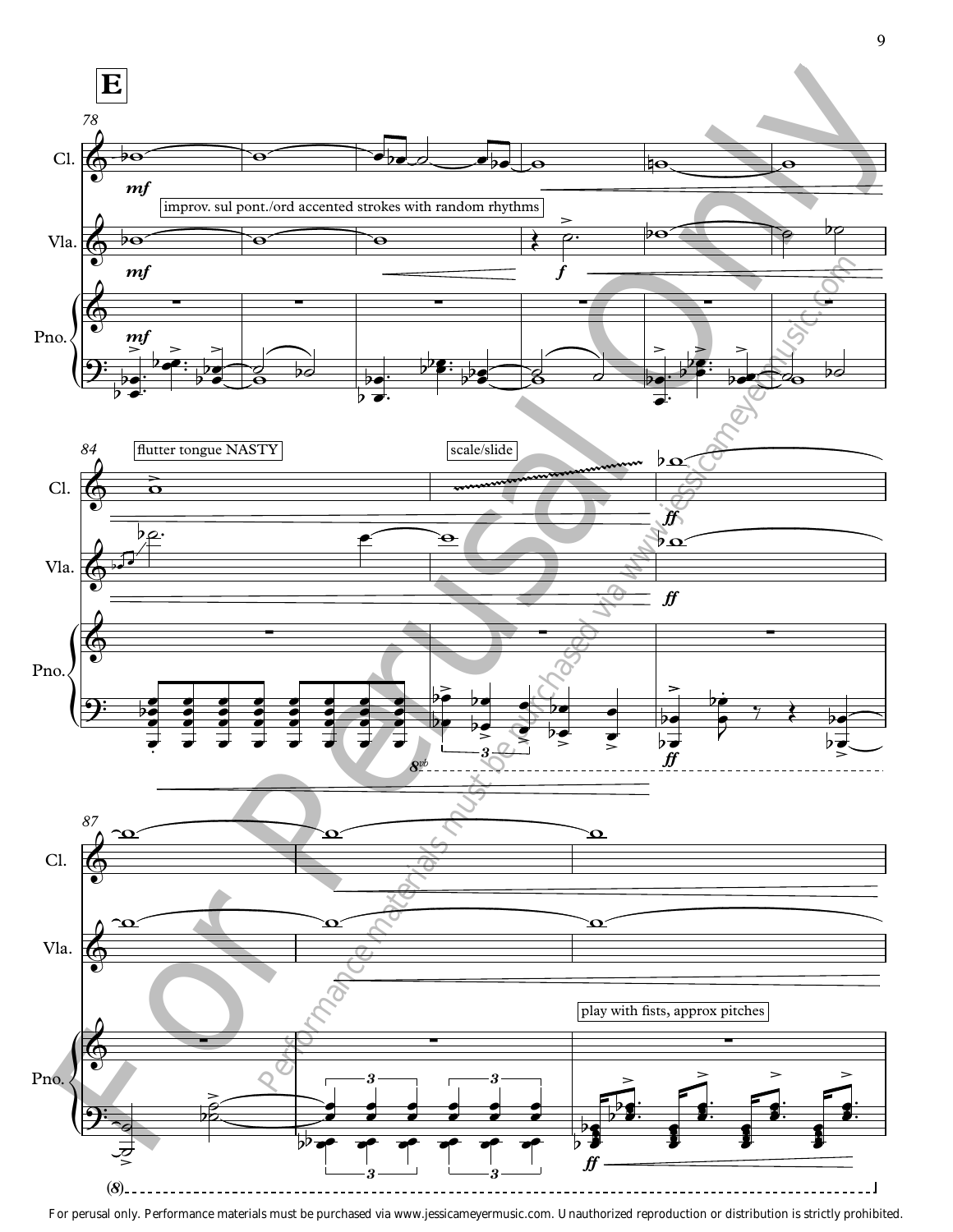**E**

78

Cl.

*mf*

improv. sul pont./ord accented strokes with random rhythms

Vla.

*mf*

*f*

Pno.

*mf*

84

flutter tongue NASTY

scale/slide

Cl.

*ff*

Vla.

*ff*

Pno.

*ff*

87

Cl.

Vla.

play with fists, approx pitches

Pno.

*ff*

For perusal only. Performance materials must be purchased via www.jessicameyermusic.com. Unauthorized reproduction or distribution is strictly prohibited.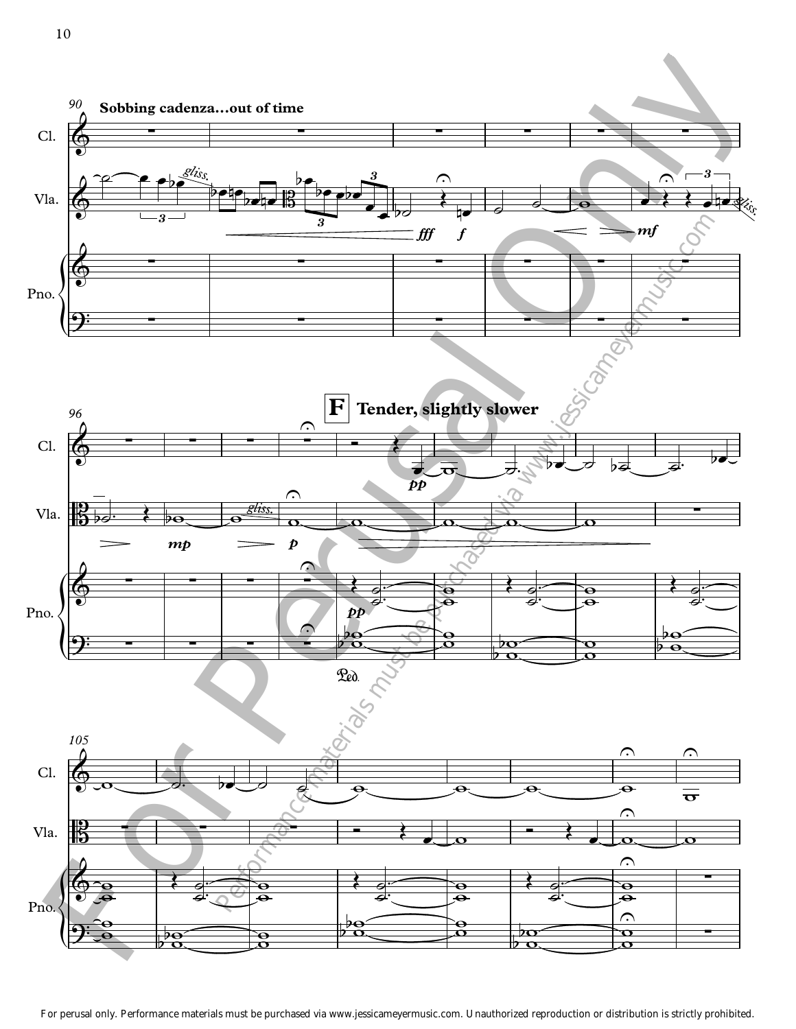90 **Sobbing cadenza...out of time**

96 **F** **Tender, slightly slower**

105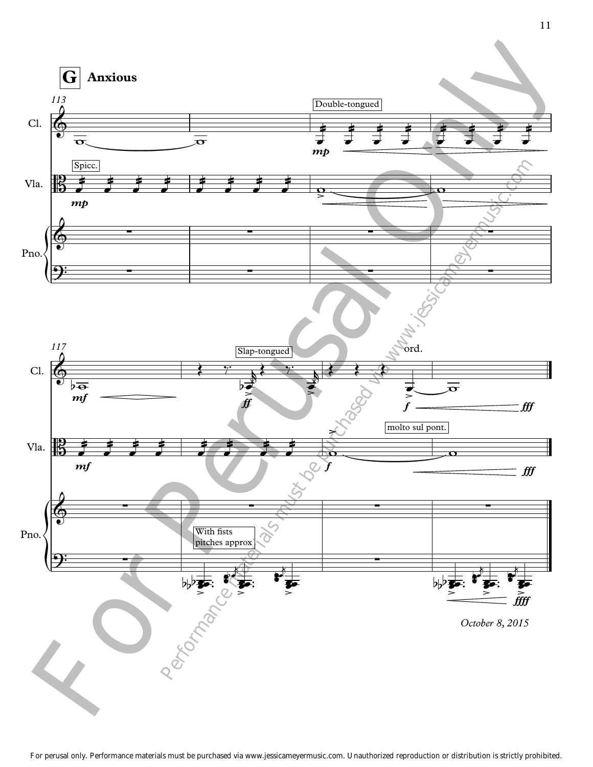**G** **Anxious**

*October 8, 2015*

For perusal only. Performance materials must be purchased via www.jessicameyermusic.com. Unauthorized reproduction or distribution is strictly prohibited.